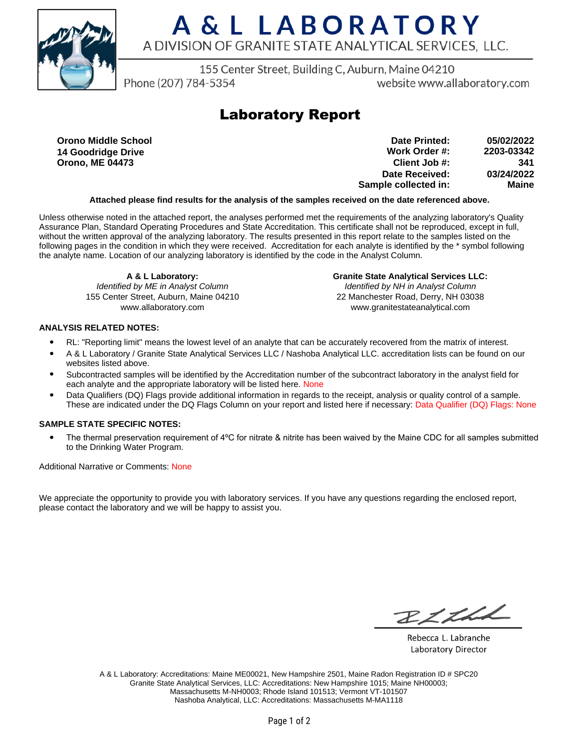# A & L LABORATORY

A DIVISION OF GRANITE STATE ANALYTICAL SERVICES, LLC.

155 Center Street, Building C, Auburn, Maine 04210

Phone (207) 784-5354 website www.allaboratory.com

## Laboratory Report

**Orono Middle School**
**14 Goodridge Drive**
**Orono, ME 04473**

| | |
|---|---|
| **Date Printed:** | **05/02/2022** |
| **Work Order #:** | **2203-03342** |
| **Client Job #:** | **341** |
| **Date Received:** | **03/24/2022** |
| **Sample collected in:** | **Maine** |

**Attached please find results for the analysis of the samples received on the date referenced above.**

Unless otherwise noted in the attached report, the analyses performed met the requirements of the analyzing laboratory's Quality Assurance Plan, Standard Operating Procedures and State Accreditation. This certificate shall not be reproduced, except in full, without the written approval of the analyzing laboratory. The results presented in this report relate to the samples listed on the following pages in the condition in which they were received. Accreditation for each analyte is identified by the * symbol following the analyte name. Location of our analyzing laboratory is identified by the code in the Analyst Column.

**A & L Laboratory:**
*Identified by ME in Analyst Column*
155 Center Street, Auburn, Maine 04210
www.allaboratory.com

**Granite State Analytical Services LLC:**
*Identified by NH in Analyst Column*
22 Manchester Road, Derry, NH 03038
www.granitestateanalytical.com

**ANALYSIS RELATED NOTES:**

- RL: "Reporting limit" means the lowest level of an analyte that can be accurately recovered from the matrix of interest.
- A & L Laboratory / Granite State Analytical Services LLC / Nashoba Analytical LLC. accreditation lists can be found on our websites listed above.
- Subcontracted samples will be identified by the Accreditation number of the subcontract laboratory in the analyst field for each analyte and the appropriate laboratory will be listed here. None
- Data Qualifiers (DQ) Flags provide additional information in regards to the receipt, analysis or quality control of a sample. These are indicated under the DQ Flags Column on your report and listed here if necessary: Data Qualifier (DQ) Flags: None

**SAMPLE STATE SPECIFIC NOTES:**

- The thermal preservation requirement of 4ºC for nitrate & nitrite has been waived by the Maine CDC for all samples submitted to the Drinking Water Program.

Additional Narrative or Comments: None

We appreciate the opportunity to provide you with laboratory services. If you have any questions regarding the enclosed report, please contact the laboratory and we will be happy to assist you.

Rebecca L. Labranche
Laboratory Director

A & L Laboratory: Accreditations: Maine ME00021, New Hampshire 2501, Maine Radon Registration ID # SPC20
Granite State Analytical Services, LLC: Accreditations: New Hampshire 1015; Maine NH00003; Massachusetts M-NH0003; Rhode Island 101513; Vermont VT-101507
Nashoba Analytical, LLC: Accreditations: Massachusetts M-MA1118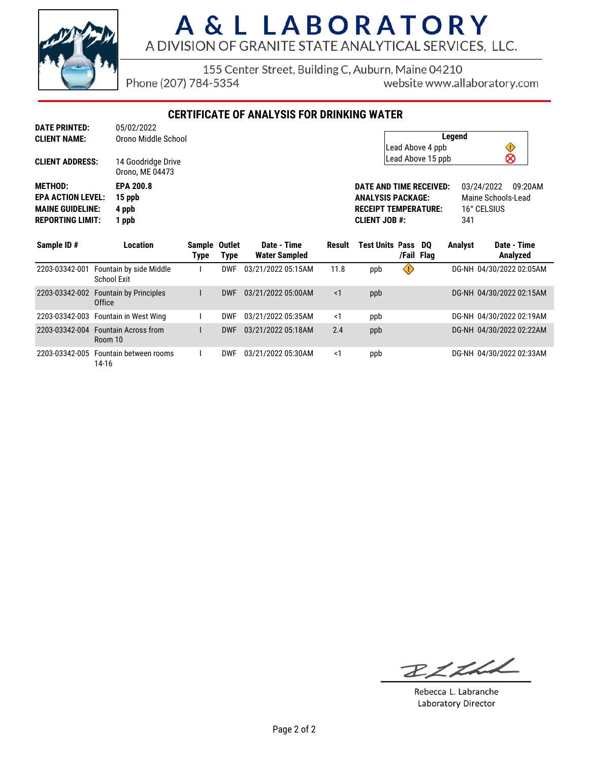# A & L LABORATORY

A DIVISION OF GRANITE STATE ANALYTICAL SERVICES, LLC.

155 Center Street, Building C, Auburn, Maine 04210
Phone (207) 784-5354 website www.allaboratory.com

## CERTIFICATE OF ANALYSIS FOR DRINKING WATER

**DATE PRINTED:** 05/02/2022
**CLIENT NAME:** Orono Middle School
**CLIENT ADDRESS:** 14 Goodridge Drive, Orono, ME 04473

| Legend | |
|---|---|
| Lead Above 4 ppb | ⚠ |
| Lead Above 15 ppb | ⊗ |

**METHOD:** EPA 200.8
**EPA ACTION LEVEL:** 15 ppb
**MAINE GUIDELINE:** 4 ppb
**REPORTING LIMIT:** 1 ppb

**DATE AND TIME RECEIVED:** 03/24/2022 09:20AM
**ANALYSIS PACKAGE:** Maine Schools-Lead
**RECEIPT TEMPERATURE:** 16° CELSIUS
**CLIENT JOB #:** 341

| Sample ID # | Location | Sample Type | Outlet Type | Date - Time Water Sampled | Result | Test Units | Pass /Fail | DQ Flag | Analyst | Date - Time Analyzed |
|---|---|---|---|---|---|---|---|---|---|---|
| 2203-03342-001 | Fountain by side Middle School Exit | I | DWF | 03/21/2022 05:15AM | 11.8 | ppb | ⚠ | | DG-NH | 04/30/2022 02:05AM |
| 2203-03342-002 | Fountain by Principles Office | I | DWF | 03/21/2022 05:00AM | <1 | ppb | | | DG-NH | 04/30/2022 02:15AM |
| 2203-03342-003 | Fountain in West Wing | I | DWF | 03/21/2022 05:35AM | <1 | ppb | | | DG-NH | 04/30/2022 02:19AM |
| 2203-03342-004 | Fountain Across from Room 10 | I | DWF | 03/21/2022 05:18AM | 2.4 | ppb | | | DG-NH | 04/30/2022 02:22AM |
| 2203-03342-005 | Fountain between rooms 14-16 | I | DWF | 03/21/2022 05:30AM | <1 | ppb | | | DG-NH | 04/30/2022 02:33AM |

Rebecca L. Labranche
Laboratory Director